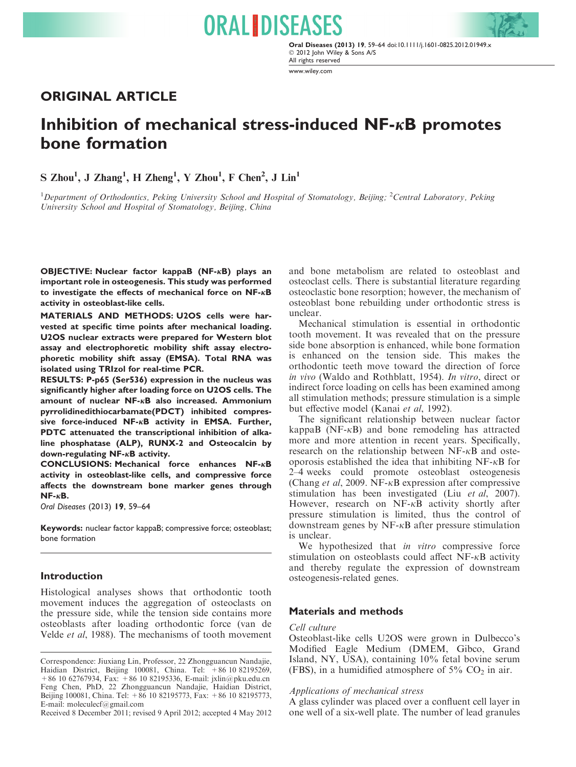## ORIGINAL ARTICLE

# Inhibition of mechanical stress-induced NF-κB promotes bone formation

S Zhou[1], J Zhang[1], H Zheng[1], Y Zhou[1], F Chen[2], J Lin[1]

[1]*Department of Orthodontics, Peking University School and Hospital of Stomatology, Beijing;* [2]*Central Laboratory, Peking University School and Hospital of Stomatology, Beijing, China*

**OBJECTIVE: Nuclear factor kappaB (NF-κB) plays an important role in osteogenesis. This study was performed to investigate the effects of mechanical force on NF-κB activity in osteoblast-like cells.**

**MATERIALS AND METHODS: U2OS cells were harvested at specific time points after mechanical loading. U2OS nuclear extracts were prepared for Western blot assay and electrophoretic mobility shift assay electrophoretic mobility shift assay (EMSA). Total RNA was isolated using TRIzol for real-time PCR.**

**RESULTS: P-p65 (Ser536) expression in the nucleus was significantly higher after loading force on U2OS cells. The amount of nuclear NF-κB also increased. Ammonium pyrrolidinedithiocarbamate(PDCT) inhibited compressive force-induced NF-κB activity in EMSA. Further, PDTC attenuated the transcriptional inhibition of alkaline phosphatase (ALP), RUNX-2 and Osteocalcin by down-regulating NF-κB activity.**

**CONCLUSIONS: Mechanical force enhances NF-κB activity in osteoblast-like cells, and compressive force affects the downstream bone marker genes through NF-κB.**

*Oral Diseases* (2013) **19**, 59–64

**Keywords:** nuclear factor kappaB; compressive force; osteoblast; bone formation

## Introduction

Histological analyses shows that orthodontic tooth movement induces the aggregation of osteoclasts on the pressure side, while the tension side contains more osteoblasts after loading orthodontic force (van de Velde *et al*, 1988). The mechanisms of tooth movement and bone metabolism are related to osteoblast and osteoclast cells. There is substantial literature regarding osteoclastic bone resorption; however, the mechanism of osteoblast bone rebuilding under orthodontic stress is unclear.

Mechanical stimulation is essential in orthodontic tooth movement. It was revealed that on the pressure side bone absorption is enhanced, while bone formation is enhanced on the tension side. This makes the orthodontic teeth move toward the direction of force *in vivo* (Waldo and Rothblatt, 1954). *In vitro*, direct or indirect force loading on cells has been examined among all stimulation methods; pressure stimulation is a simple but effective model (Kanai *et al*, 1992).

The significant relationship between nuclear factor kappaB (NF-κB) and bone remodeling has attracted more and more attention in recent years. Specifically, research on the relationship between NF-κB and osteoporosis established the idea that inhibiting NF-κB for 2–4 weeks could promote osteoblast osteogenesis (Chang *et al*, 2009. NF-κB expression after compressive stimulation has been investigated (Liu *et al*, 2007). However, research on NF-κB activity shortly after pressure stimulation is limited, thus the control of downstream genes by NF-κB after pressure stimulation is unclear.

We hypothesized that *in vitro* compressive force stimulation on osteoblasts could affect NF-κB activity and thereby regulate the expression of downstream osteogenesis-related genes.

## Materials and methods

### *Cell culture*

Osteoblast-like cells U2OS were grown in Dulbecco's Modified Eagle Medium (DMEM, Gibco, Grand Island, NY, USA), containing 10% fetal bovine serum (FBS), in a humidified atmosphere of 5% $CO_2$ in air.

### *Applications of mechanical stress*

A glass cylinder was placed over a confluent cell layer in one well of a six-well plate. The number of lead granules

---

Correspondence: Jiuxiang Lin, Professor, 22 Zhongguancun Nandajie, Haidian District, Beijing 100081, China. Tel: +86 10 82195269, +86 10 62767934, Fax: +86 10 82195336, E-mail: jxlin@pku.edu.cn
Feng Chen, PhD, 22 Zhongguancun Nandajie, Haidian District, Beijing 100081, China. Tel: +86 10 82195773, Fax: +86 10 82195773, E-mail: moleculecf@gmail.com

Received 8 December 2011; revised 9 April 2012; accepted 4 May 2012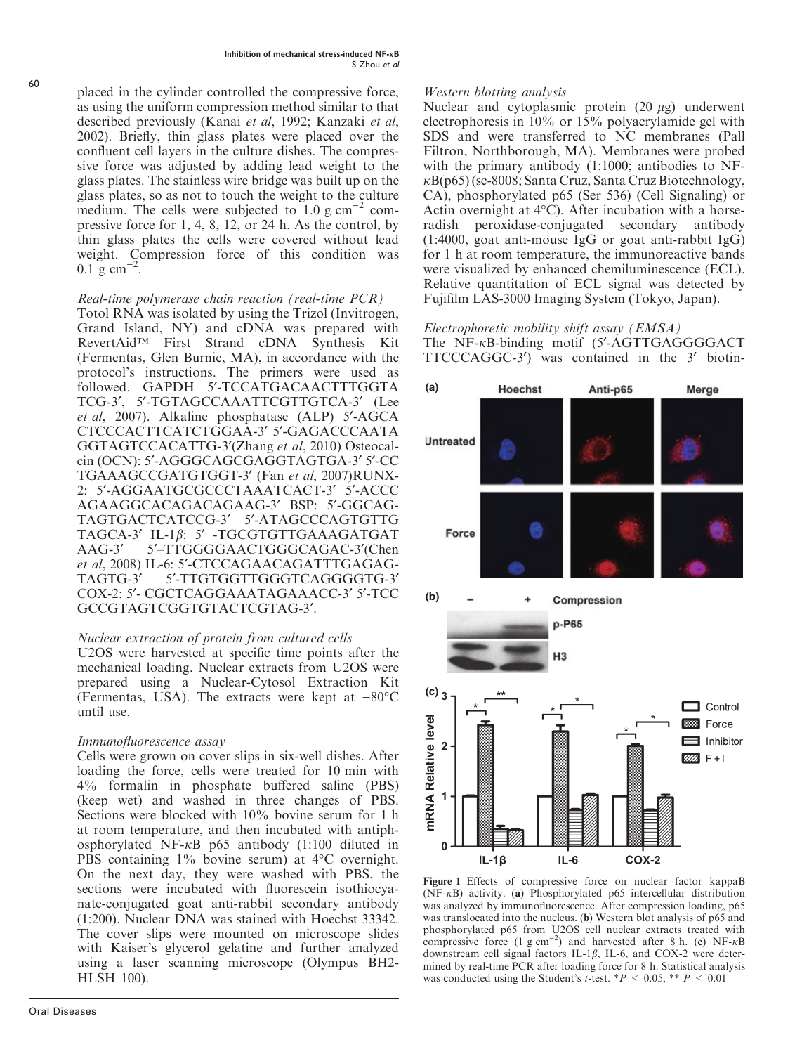placed in the cylinder controlled the compressive force, as using the uniform compression method similar to that described previously (Kanai *et al*, 1992; Kanzaki *et al*, 2002). Briefly, thin glass plates were placed over the confluent cell layers in the culture dishes. The compressive force was adjusted by adding lead weight to the glass plates. The stainless wire bridge was built up on the glass plates, so as not to touch the weight to the culture medium. The cells were subjected to 1.0 g cm$^{-2}$ compressive force for 1, 4, 8, 12, or 24 h. As the control, by thin glass plates the cells were covered without lead weight. Compression force of this condition was 0.1 g cm$^{-2}$.

*Real-time polymerase chain reaction (real-time PCR)*
Totol RNA was isolated by using the Trizol (Invitrogen, Grand Island, NY) and cDNA was prepared with RevertAid™ First Strand cDNA Synthesis Kit (Fermentas, Glen Burnie, MA), in accordance with the protocol's instructions. The primers were used as followed. GAPDH 5′-TCCATGACAACTTTGGTATCG-3′, 5′-TGTAGCCAAATTCGTTGTCA-3′ (Lee *et al*, 2007). Alkaline phosphatase (ALP) 5′-AGCACTCCCACTTCATCTGGAA-3′ 5′-GAGACCCAATAGGTAGTCCACATTG-3′(Zhang *et al*, 2010) Osteocalcin (OCN): 5′-AGGGCAGCGAGGTAGTGA-3′ 5′-CCTGAAAGCCGATGTGGT-3′ (Fan *et al*, 2007)RUNX-2: 5′-AGGAATGCGCCCTAAATCACT-3′ 5′-ACCCAGAAGGCACAGACAGAAG-3′ BSP: 5′-GGCAGTAGTGACTCATCCG-3′ 5′-ATAGCCCAGTGTTGTAGCA-3′ IL-1*β*: 5′ -TGCGTGTTGAAAGATGATAAG-3′ 5′–TTGGGGAACTGGGCAGAC-3′(Chen *et al*, 2008) IL-6: 5′-CTCCAGAACAGATTTGAGAGTAGTG-3′ 5′-TTGTGGTTGGGTCAGGGGTG-3′ COX-2: 5′- CGCTCAGGAAATAGAAACC-3′ 5′-TCCGCCGTAGTCGGTGTACTCGTAG-3′.

*Nuclear extraction of protein from cultured cells*
U2OS were harvested at specific time points after the mechanical loading. Nuclear extracts from U2OS were prepared using a Nuclear-Cytosol Extraction Kit (Fermentas, USA). The extracts were kept at −80°C until use.

*Immunofluorescence assay*
Cells were grown on cover slips in six-well dishes. After loading the force, cells were treated for 10 min with 4% formalin in phosphate buffered saline (PBS) (keep wet) and washed in three changes of PBS. Sections were blocked with 10% bovine serum for 1 h at room temperature, and then incubated with antiphosphorylated NF-*κ*B p65 antibody (1:100 diluted in PBS containing 1% bovine serum) at 4°C overnight. On the next day, they were washed with PBS, the sections were incubated with fluorescein isothiocyanate-conjugated goat anti-rabbit secondary antibody (1:200). Nuclear DNA was stained with Hoechst 33342. The cover slips were mounted on microscope slides with Kaiser's glycerol gelatine and further analyzed using a laser scanning microscope (Olympus BH2-HLSH 100).

*Western blotting analysis*
Nuclear and cytoplasmic protein (20 *μ*g) underwent electrophoresis in 10% or 15% polyacrylamide gel with SDS and were transferred to NC membranes (Pall Filtron, Northborough, MA). Membranes were probed with the primary antibody (1:1000; antibodies to NF-*κ*B(p65) (sc-8008; Santa Cruz, Santa Cruz Biotechnology, CA), phosphorylated p65 (Ser 536) (Cell Signaling) or Actin overnight at 4°C). After incubation with a horseradish peroxidase-conjugated secondary antibody (1:4000, goat anti-mouse IgG or goat anti-rabbit IgG) for 1 h at room temperature, the immunoreactive bands were visualized by enhanced chemiluminescence (ECL). Relative quantitation of ECL signal was detected by Fujifilm LAS-3000 Imaging System (Tokyo, Japan).

*Electrophoretic mobility shift assay (EMSA)*
The NF-*κ*B-binding motif (5′-AGTTGAGGGGACTTTCCCAGGC-3′) was contained in the 3′ biotin-

**Figure 1** Effects of compressive force on nuclear factor kappaB (NF-*κ*B) activity. (**a**) Phosphorylated p65 intercellular distribution was analyzed by immunofluorescence. After compression loading, p65 was translocated into the nucleus. (**b**) Western blot analysis of p65 and phosphorylated p65 from U2OS cell nuclear extracts treated with compressive force (1 g cm$^{-2}$) and harvested after 8 h. (**c**) NF-*κ*B downstream cell signal factors IL-1*β*, IL-6, and COX-2 were determined by real-time PCR after loading force for 8 h. Statistical analysis was conducted using the Student's *t*-test. \*$P < 0.05$, \*\* $P < 0.01$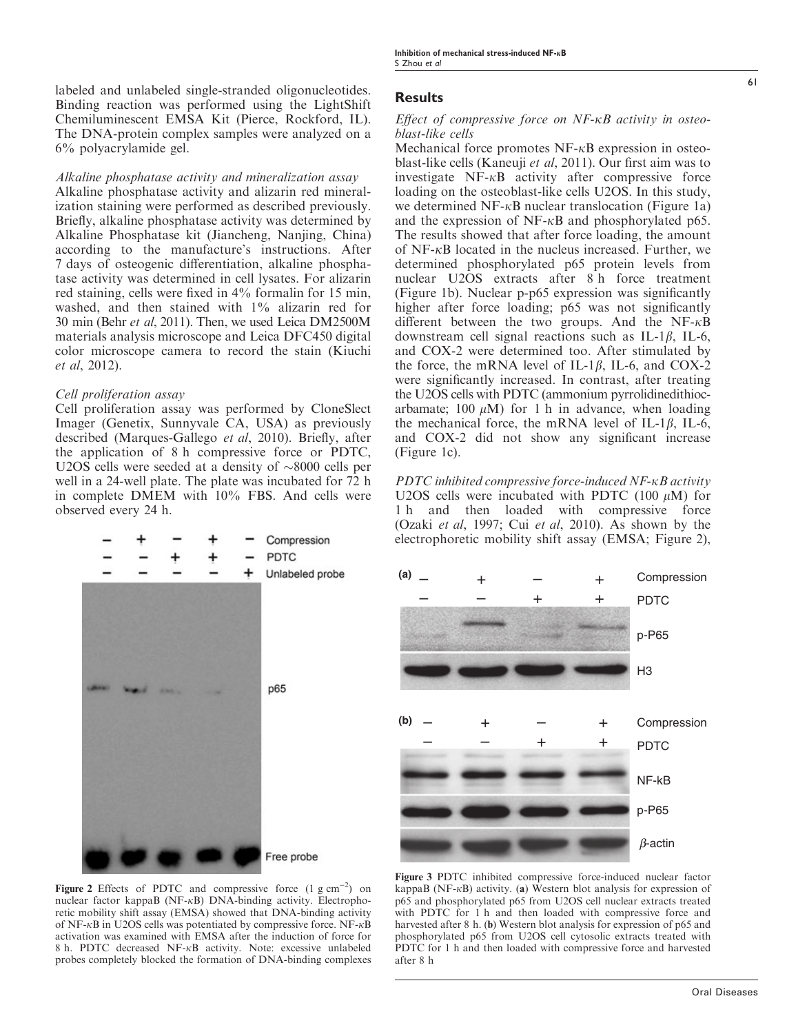labeled and unlabeled single-stranded oligonucleotides. Binding reaction was performed using the LightShift Chemiluminescent EMSA Kit (Pierce, Rockford, IL). The DNA-protein complex samples were analyzed on a 6% polyacrylamide gel.

*Alkaline phosphatase activity and mineralization assay*
Alkaline phosphatase activity and alizarin red mineralization staining were performed as described previously. Briefly, alkaline phosphatase activity was determined by Alkaline Phosphatase kit (Jiancheng, Nanjing, China) according to the manufacture's instructions. After 7 days of osteogenic differentiation, alkaline phosphatase activity was determined in cell lysates. For alizarin red staining, cells were fixed in 4% formalin for 15 min, washed, and then stained with 1% alizarin red for 30 min (Behr *et al*, 2011). Then, we used Leica DM2500M materials analysis microscope and Leica DFC450 digital color microscope camera to record the stain (Kiuchi *et al*, 2012).

*Cell proliferation assay*
Cell proliferation assay was performed by CloneSlect Imager (Genetix, Sunnyvale CA, USA) as previously described (Marques-Gallego *et al*, 2010). Briefly, after the application of 8 h compressive force or PDTC, U2OS cells were seeded at a density of ~8000 cells per well in a 24-well plate. The plate was incubated for 72 h in complete DMEM with 10% FBS. And cells were observed every 24 h.

Figure 2 Effects of PDTC and compressive force (1 g cm$^{-2}$) on nuclear factor kappaB (NF-κB) DNA-binding activity. Electrophoretic mobility shift assay (EMSA) showed that DNA-binding activity of NF-κB in U2OS cells was potentiated by compressive force. NF-κB activation was examined with EMSA after the induction of force for 8 h. PDTC decreased NF-κB activity. Note: excessive unlabeled probes completely blocked the formation of DNA-binding complexes

## Results

*Effect of compressive force on NF-κB activity in osteoblast-like cells*
Mechanical force promotes NF-κB expression in osteoblast-like cells (Kaneuji *et al*, 2011). Our first aim was to investigate NF-κB activity after compressive force loading on the osteoblast-like cells U2OS. In this study, we determined NF-κB nuclear translocation (Figure 1a) and the expression of NF-κB and phosphorylated p65. The results showed that after force loading, the amount of NF-κB located in the nucleus increased. Further, we determined phosphorylated p65 protein levels from nuclear U2OS extracts after 8 h force treatment (Figure 1b). Nuclear p-p65 expression was significantly higher after force loading; p65 was not significantly different between the two groups. And the NF-κB downstream cell signal reactions such as IL-1β, IL-6, and COX-2 were determined too. After stimulated by the force, the mRNA level of IL-1β, IL-6, and COX-2 were significantly increased. In contrast, after treating the U2OS cells with PDTC (ammonium pyrrolidinedithiocarbamate; 100 μM) for 1 h in advance, when loading the mechanical force, the mRNA level of IL-1β, IL-6, and COX-2 did not show any significant increase (Figure 1c).

*PDTC inhibited compressive force-induced NF-κB activity*
U2OS cells were incubated with PDTC (100 μM) for 1 h and then loaded with compressive force (Ozaki *et al*, 1997; Cui *et al*, 2010). As shown by the electrophoretic mobility shift assay (EMSA; Figure 2),

Figure 3 PDTC inhibited compressive force-induced nuclear factor kappaB (NF-κB) activity. (**a**) Western blot analysis for expression of p65 and phosphorylated p65 from U2OS cell nuclear extracts treated with PDTC for 1 h and then loaded with compressive force and harvested after 8 h. (**b**) Western blot analysis for expression of p65 and phosphorylated p65 from U2OS cell cytosolic extracts treated with PDTC for 1 h and then loaded with compressive force and harvested after 8 h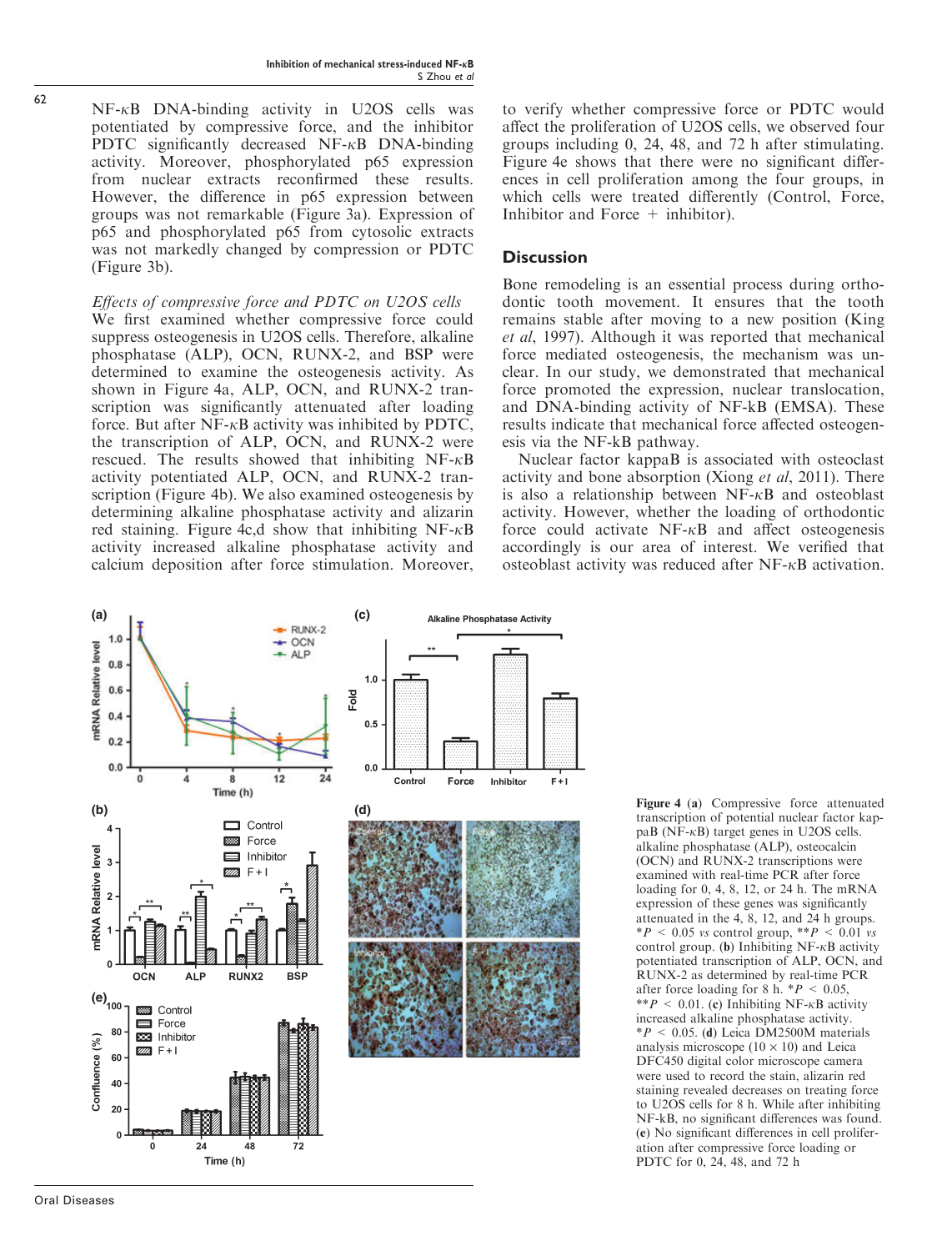NF-κB DNA-binding activity in U2OS cells was potentiated by compressive force, and the inhibitor PDTC significantly decreased NF-κB DNA-binding activity. Moreover, phosphorylated p65 expression from nuclear extracts reconfirmed these results. However, the difference in p65 expression between groups was not remarkable (Figure 3a). Expression of p65 and phosphorylated p65 from cytosolic extracts was not markedly changed by compression or PDTC (Figure 3b).

*Effects of compressive force and PDTC on U2OS cells*
We first examined whether compressive force could suppress osteogenesis in U2OS cells. Therefore, alkaline phosphatase (ALP), OCN, RUNX-2, and BSP were determined to examine the osteogenesis activity. As shown in Figure 4a, ALP, OCN, and RUNX-2 transcription was significantly attenuated after loading force. But after NF-κB activity was inhibited by PDTC, the transcription of ALP, OCN, and RUNX-2 were rescued. The results showed that inhibiting NF-κB activity potentiated ALP, OCN, and RUNX-2 transcription (Figure 4b). We also examined osteogenesis by determining alkaline phosphatase activity and alizarin red staining. Figure 4c,d show that inhibiting NF-κB activity increased alkaline phosphatase activity and calcium deposition after force stimulation. Moreover, to verify whether compressive force or PDTC would affect the proliferation of U2OS cells, we observed four groups including 0, 24, 48, and 72 h after stimulating. Figure 4e shows that there were no significant differences in cell proliferation among the four groups, in which cells were treated differently (Control, Force, Inhibitor and Force + inhibitor).

## Discussion

Bone remodeling is an essential process during orthodontic tooth movement. It ensures that the tooth remains stable after moving to a new position (King *et al*, 1997). Although it was reported that mechanical force mediated osteogenesis, the mechanism was unclear. In our study, we demonstrated that mechanical force promoted the expression, nuclear translocation, and DNA-binding activity of NF-kB (EMSA). These results indicate that mechanical force affected osteogenesis via the NF-kB pathway.

Nuclear factor kappaB is associated with osteoclast activity and bone absorption (Xiong *et al*, 2011). There is also a relationship between NF-κB and osteoblast activity. However, whether the loading of orthodontic force could activate NF-κB and affect osteogenesis accordingly is our area of interest. We verified that osteoblast activity was reduced after NF-κB activation.

**Figure 4** (**a**) Compressive force attenuated transcription of potential nuclear factor kappaB (NF-κB) target genes in U2OS cells. alkaline phosphatase (ALP), osteocalcin (OCN) and RUNX-2 transcriptions were examined with real-time PCR after force loading for 0, 4, 8, 12, or 24 h. The mRNA expression of these genes was significantly attenuated in the 4, 8, 12, and 24 h groups. $^*P < 0.05$ *vs* control group, $^{**}P < 0.01$ *vs* control group. (**b**) Inhibiting NF-κB activity potentiated transcription of ALP, OCN, and RUNX-2 as determined by real-time PCR after force loading for 8 h. $^*P < 0.05$, $^{**}P < 0.01$. (**c**) Inhibiting NF-κB activity increased alkaline phosphatase activity. $^*P < 0.05$. (**d**) Leica DM2500M materials analysis microscope (10 × 10) and Leica DFC450 digital color microscope camera were used to record the stain, alizarin red staining revealed decreases on treating force to U2OS cells for 8 h. While after inhibiting NF-kB, no significant differences was found. (**e**) No significant differences in cell proliferation after compressive force loading or PDTC for 0, 24, 48, and 72 h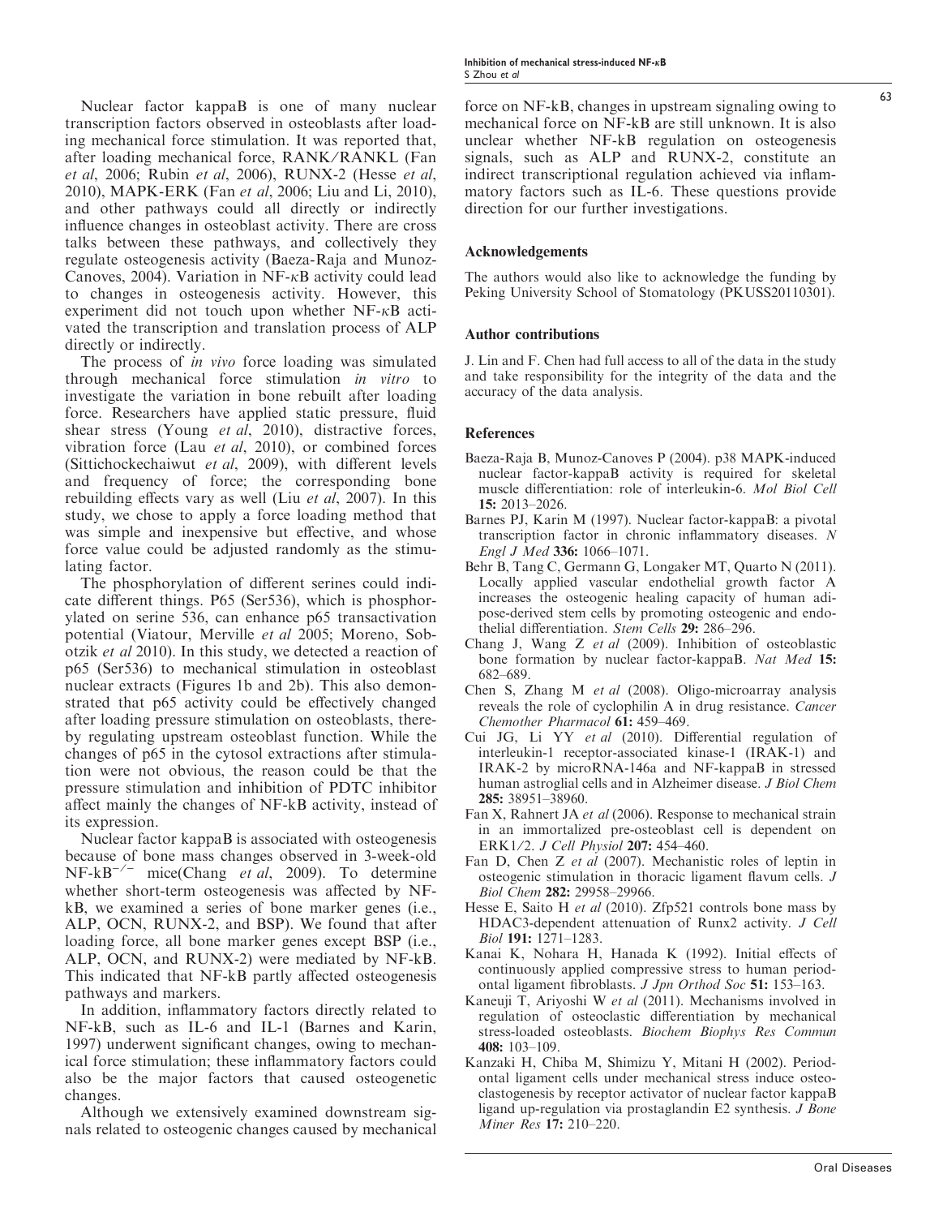Nuclear factor kappaB is one of many nuclear transcription factors observed in osteoblasts after loading mechanical force stimulation. It was reported that, after loading mechanical force, RANK/RANKL (Fan *et al*, 2006; Rubin *et al*, 2006), RUNX-2 (Hesse *et al*, 2010), MAPK-ERK (Fan *et al*, 2006; Liu and Li, 2010), and other pathways could all directly or indirectly influence changes in osteoblast activity. There are cross talks between these pathways, and collectively they regulate osteogenesis activity (Baeza-Raja and Munoz-Canoves, 2004). Variation in NF-κB activity could lead to changes in osteogenesis activity. However, this experiment did not touch upon whether NF-κB activated the transcription and translation process of ALP directly or indirectly.

The process of *in vivo* force loading was simulated through mechanical force stimulation *in vitro* to investigate the variation in bone rebuilt after loading force. Researchers have applied static pressure, fluid shear stress (Young *et al*, 2010), distractive forces, vibration force (Lau *et al*, 2010), or combined forces (Sittichockechaiwut *et al*, 2009), with different levels and frequency of force; the corresponding bone rebuilding effects vary as well (Liu *et al*, 2007). In this study, we chose to apply a force loading method that was simple and inexpensive but effective, and whose force value could be adjusted randomly as the stimulating factor.

The phosphorylation of different serines could indicate different things. P65 (Ser536), which is phosphorylated on serine 536, can enhance p65 transactivation potential (Viatour, Merville *et al* 2005; Moreno, Sobotzik *et al* 2010). In this study, we detected a reaction of p65 (Ser536) to mechanical stimulation in osteoblast nuclear extracts (Figures 1b and 2b). This also demonstrated that p65 activity could be effectively changed after loading pressure stimulation on osteoblasts, thereby regulating upstream osteoblast function. While the changes of p65 in the cytosol extractions after stimulation were not obvious, the reason could be that the pressure stimulation and inhibition of PDTC inhibitor affect mainly the changes of NF-kB activity, instead of its expression.

Nuclear factor kappaB is associated with osteogenesis because of bone mass changes observed in 3-week-old NF-kB$^{-/-}$ mice(Chang *et al*, 2009). To determine whether short-term osteogenesis was affected by NF-kB, we examined a series of bone marker genes (i.e., ALP, OCN, RUNX-2, and BSP). We found that after loading force, all bone marker genes except BSP (i.e., ALP, OCN, and RUNX-2) were mediated by NF-kB. This indicated that NF-kB partly affected osteogenesis pathways and markers.

In addition, inflammatory factors directly related to NF-kB, such as IL-6 and IL-1 (Barnes and Karin, 1997) underwent significant changes, owing to mechanical force stimulation; these inflammatory factors could also be the major factors that caused osteogenetic changes.

Although we extensively examined downstream signals related to osteogenic changes caused by mechanical force on NF-kB, changes in upstream signaling owing to mechanical force on NF-kB are still unknown. It is also unclear whether NF-kB regulation on osteogenesis signals, such as ALP and RUNX-2, constitute an indirect transcriptional regulation achieved via inflammatory factors such as IL-6. These questions provide direction for our further investigations.

## Acknowledgements

The authors would also like to acknowledge the funding by Peking University School of Stomatology (PKUSS20110301).

## Author contributions

J. Lin and F. Chen had full access to all of the data in the study and take responsibility for the integrity of the data and the accuracy of the data analysis.

## References

Baeza-Raja B, Munoz-Canoves P (2004). p38 MAPK-induced nuclear factor-kappaB activity is required for skeletal muscle differentiation: role of interleukin-6. *Mol Biol Cell* **15:** 2013–2026.

Barnes PJ, Karin M (1997). Nuclear factor-kappaB: a pivotal transcription factor in chronic inflammatory diseases. *N Engl J Med* **336:** 1066–1071.

Behr B, Tang C, Germann G, Longaker MT, Quarto N (2011). Locally applied vascular endothelial growth factor A increases the osteogenic healing capacity of human adipose-derived stem cells by promoting osteogenic and endothelial differentiation. *Stem Cells* **29:** 286–296.

Chang J, Wang Z *et al* (2009). Inhibition of osteoblastic bone formation by nuclear factor-kappaB. *Nat Med* **15:** 682–689.

Chen S, Zhang M *et al* (2008). Oligo-microarray analysis reveals the role of cyclophilin A in drug resistance. *Cancer Chemother Pharmacol* **61:** 459–469.

Cui JG, Li YY *et al* (2010). Differential regulation of interleukin-1 receptor-associated kinase-1 (IRAK-1) and IRAK-2 by microRNA-146a and NF-kappaB in stressed human astroglial cells and in Alzheimer disease. *J Biol Chem* **285:** 38951–38960.

Fan X, Rahnert JA *et al* (2006). Response to mechanical strain in an immortalized pre-osteoblast cell is dependent on ERK1/2. *J Cell Physiol* **207:** 454–460.

Fan D, Chen Z *et al* (2007). Mechanistic roles of leptin in osteogenic stimulation in thoracic ligament flavum cells. *J Biol Chem* **282:** 29958–29966.

Hesse E, Saito H *et al* (2010). Zfp521 controls bone mass by HDAC3-dependent attenuation of Runx2 activity. *J Cell Biol* **191:** 1271–1283.

Kanai K, Nohara H, Hanada K (1992). Initial effects of continuously applied compressive stress to human periodontal ligament fibroblasts. *J Jpn Orthod Soc* **51:** 153–163.

Kaneuji T, Ariyoshi W *et al* (2011). Mechanisms involved in regulation of osteoclastic differentiation by mechanical stress-loaded osteoblasts. *Biochem Biophys Res Commun* **408:** 103–109.

Kanzaki H, Chiba M, Shimizu Y, Mitani H (2002). Periodontal ligament cells under mechanical stress induce osteoclastogenesis by receptor activator of nuclear factor kappaB ligand up-regulation via prostaglandin E2 synthesis. *J Bone Miner Res* **17:** 210–220.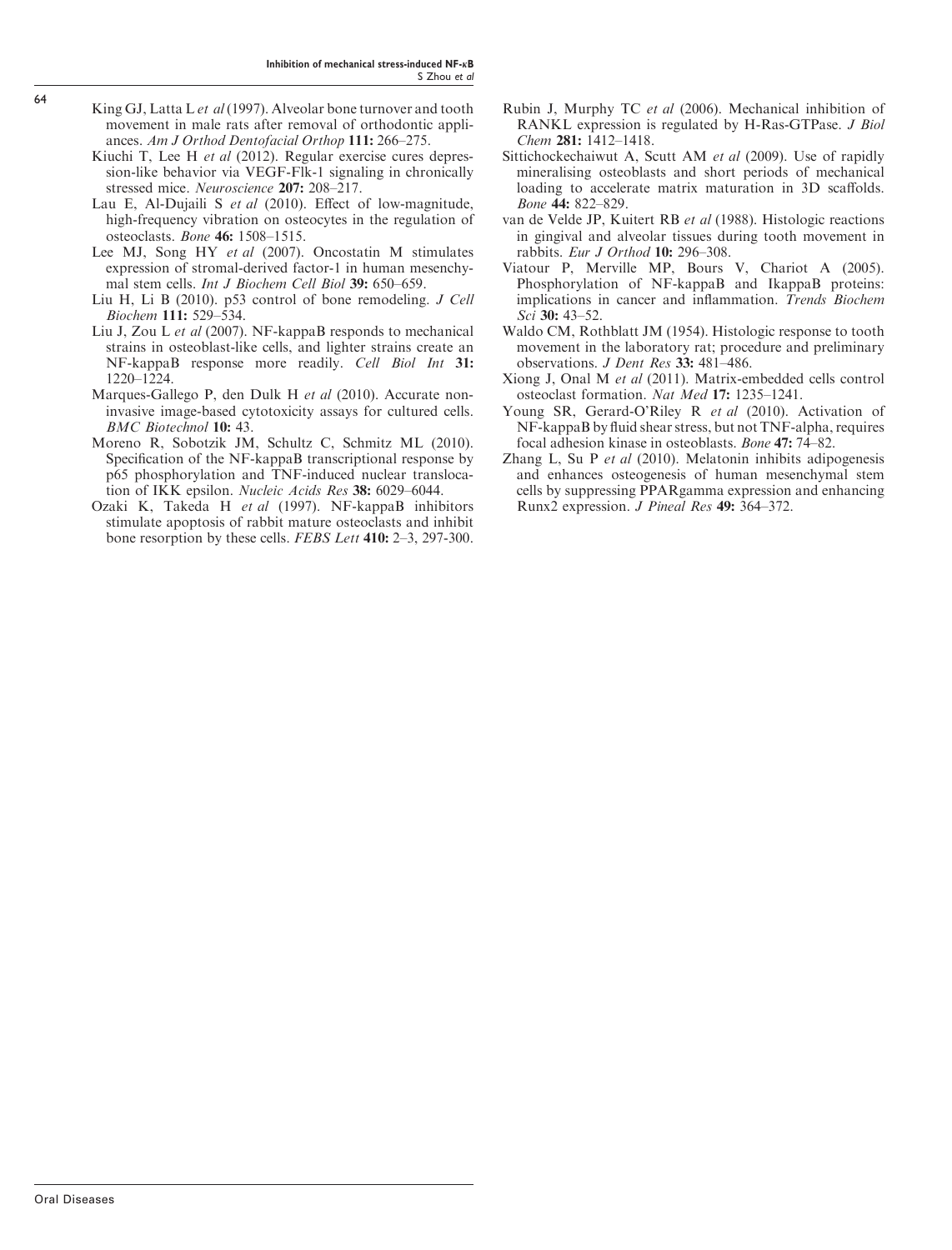King GJ, Latta L *et al* (1997). Alveolar bone turnover and tooth movement in male rats after removal of orthodontic appliances. *Am J Orthod Dentofacial Orthop* **111:** 266–275.

Kiuchi T, Lee H *et al* (2012). Regular exercise cures depression-like behavior via VEGF-Flk-1 signaling in chronically stressed mice. *Neuroscience* **207:** 208–217.

Lau E, Al-Dujaili S *et al* (2010). Effect of low-magnitude, high-frequency vibration on osteocytes in the regulation of osteoclasts. *Bone* **46:** 1508–1515.

Lee MJ, Song HY *et al* (2007). Oncostatin M stimulates expression of stromal-derived factor-1 in human mesenchymal stem cells. *Int J Biochem Cell Biol* **39:** 650–659.

Liu H, Li B (2010). p53 control of bone remodeling. *J Cell Biochem* **111:** 529–534.

Liu J, Zou L *et al* (2007). NF-kappaB responds to mechanical strains in osteoblast-like cells, and lighter strains create an NF-kappaB response more readily. *Cell Biol Int* **31:** 1220–1224.

Marques-Gallego P, den Dulk H *et al* (2010). Accurate non-invasive image-based cytotoxicity assays for cultured cells. *BMC Biotechnol* **10:** 43.

Moreno R, Sobotzik JM, Schultz C, Schmitz ML (2010). Specification of the NF-kappaB transcriptional response by p65 phosphorylation and TNF-induced nuclear translocation of IKK epsilon. *Nucleic Acids Res* **38:** 6029–6044.

Ozaki K, Takeda H *et al* (1997). NF-kappaB inhibitors stimulate apoptosis of rabbit mature osteoclasts and inhibit bone resorption by these cells. *FEBS Lett* **410:** 2–3, 297-300.

Rubin J, Murphy TC *et al* (2006). Mechanical inhibition of RANKL expression is regulated by H-Ras-GTPase. *J Biol Chem* **281:** 1412–1418.

Sittichockechaiwut A, Scutt AM *et al* (2009). Use of rapidly mineralising osteoblasts and short periods of mechanical loading to accelerate matrix maturation in 3D scaffolds. *Bone* **44:** 822–829.

van de Velde JP, Kuitert RB *et al* (1988). Histologic reactions in gingival and alveolar tissues during tooth movement in rabbits. *Eur J Orthod* **10:** 296–308.

Viatour P, Merville MP, Bours V, Chariot A (2005). Phosphorylation of NF-kappaB and IkappaB proteins: implications in cancer and inflammation. *Trends Biochem Sci* **30:** 43–52.

Waldo CM, Rothblatt JM (1954). Histologic response to tooth movement in the laboratory rat; procedure and preliminary observations. *J Dent Res* **33:** 481–486.

Xiong J, Onal M *et al* (2011). Matrix-embedded cells control osteoclast formation. *Nat Med* **17:** 1235–1241.

Young SR, Gerard-O'Riley R *et al* (2010). Activation of NF-kappaB by fluid shear stress, but not TNF-alpha, requires focal adhesion kinase in osteoblasts. *Bone* **47:** 74–82.

Zhang L, Su P *et al* (2010). Melatonin inhibits adipogenesis and enhances osteogenesis of human mesenchymal stem cells by suppressing PPARgamma expression and enhancing Runx2 expression. *J Pineal Res* **49:** 364–372.